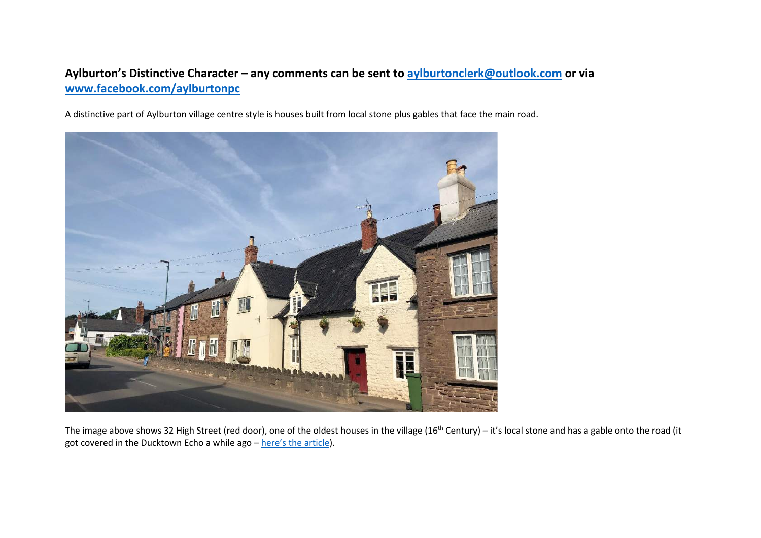## Aylburton's Distinctive Character – any comments can be sent to [aylburtonclerk@outlook.com](mailto:aylburtonclerk@outlook.com) or via [www.facebook.com/aylburtonpc](www.facebook.com/aylburtonpc)

A distinctive part of Aylburton village centre style is houses built from local stone plus gables that face the main road.

The image above shows 32 High Street (red door), one of the oldest houses in the village (16th Century) – it's local stone and has a gable onto the road (it got covered in the Ducktown Echo a while ago – here's the article).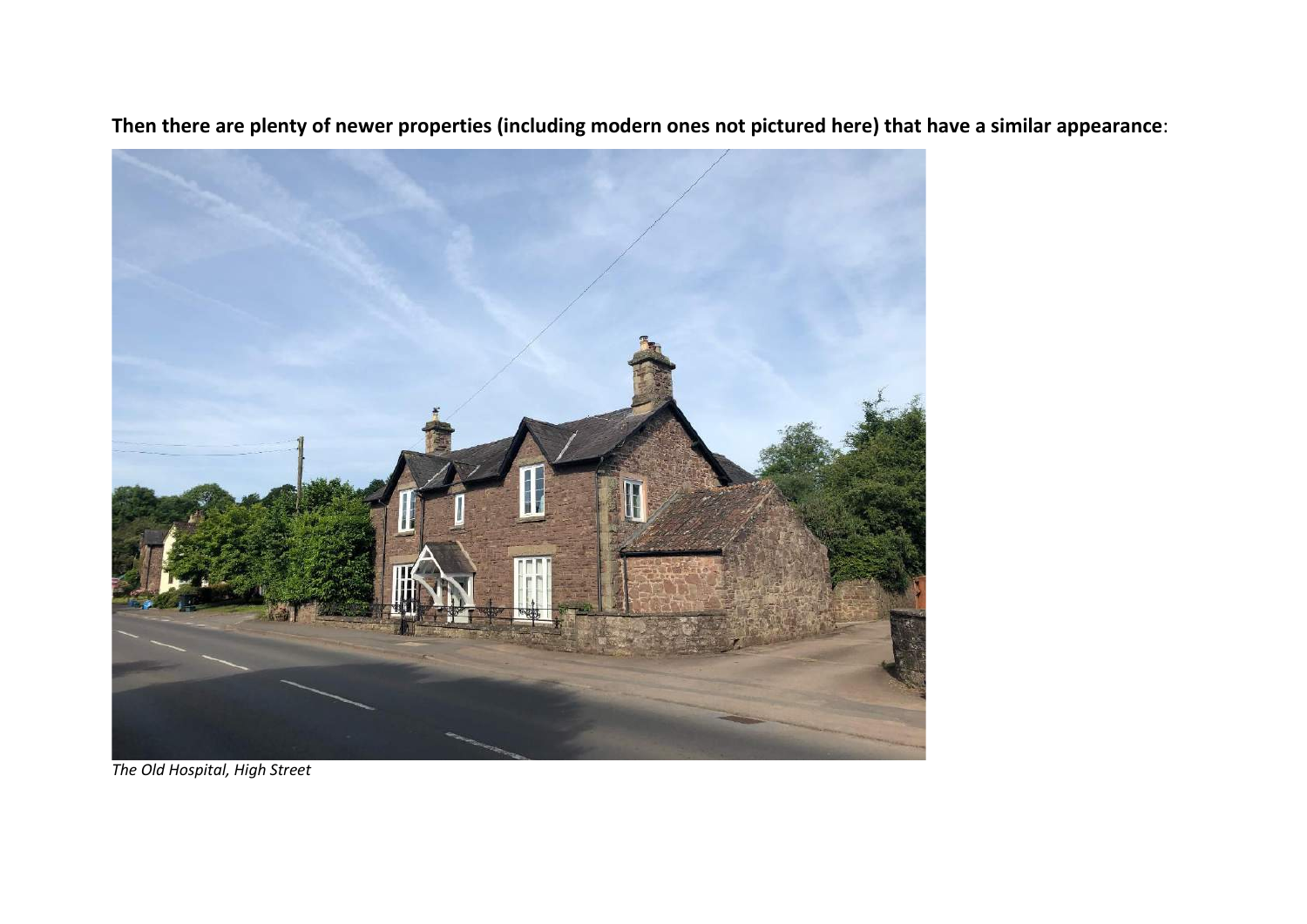**Then there are plenty of newer properties (including modern ones not pictured here) that have a similar appearance**:

*The Old Hospital, High Street*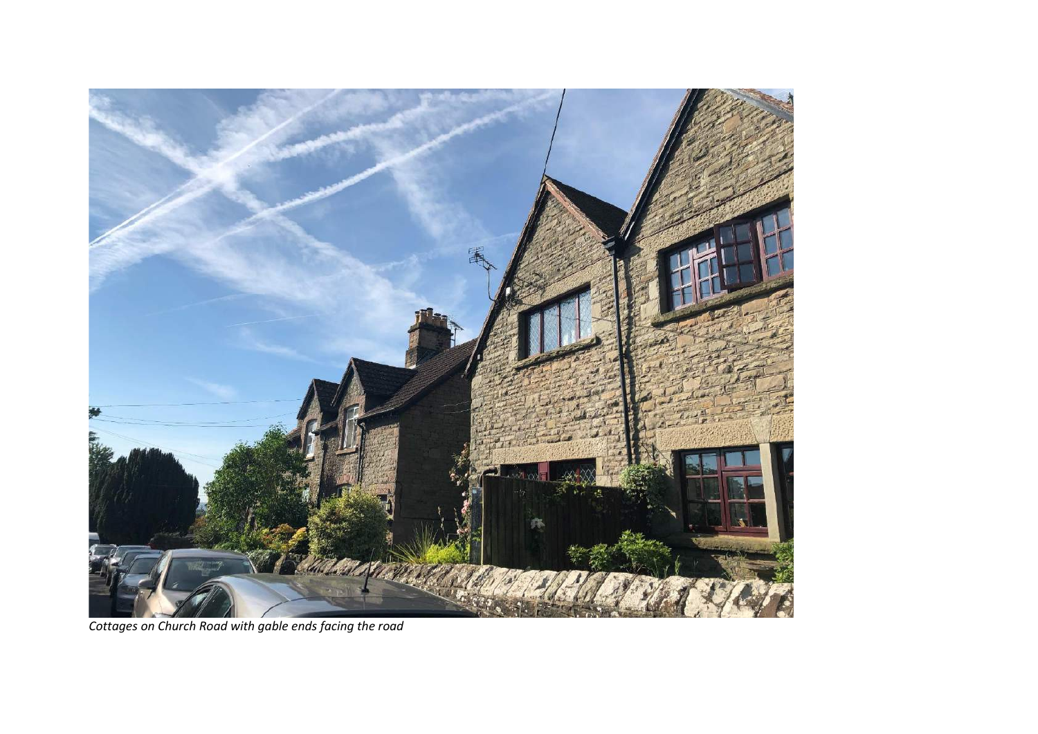*Cottages on Church Road with gable ends facing the road*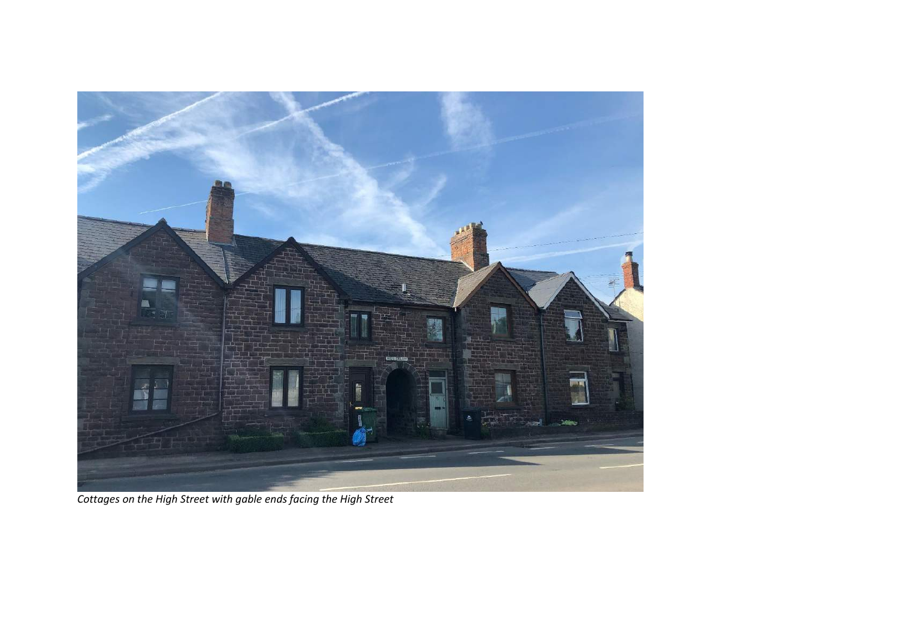*Cottages on the High Street with gable ends facing the High Street*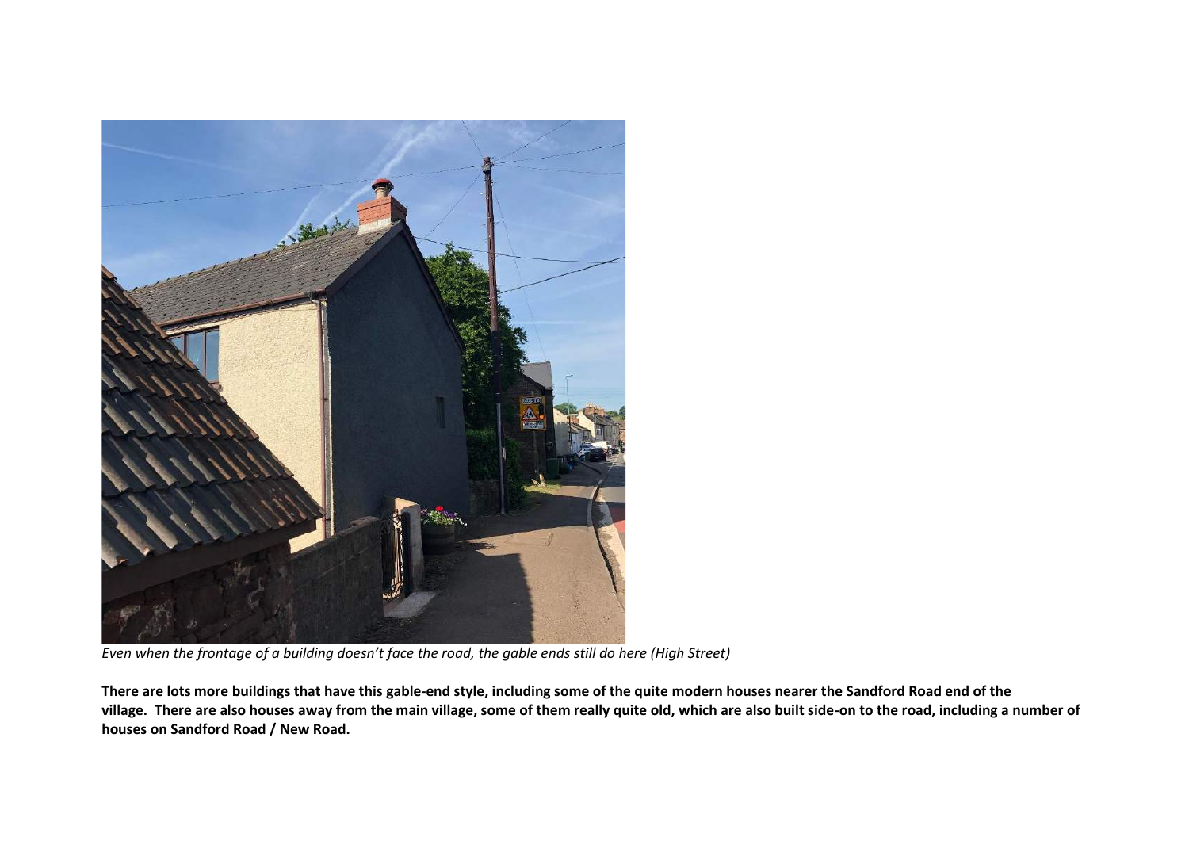*Even when the frontage of a building doesn't face the road, the gable ends still do here (High Street)*

**There are lots more buildings that have this gable-end style, including some of the quite modern houses nearer the Sandford Road end of the village. There are also houses away from the main village, some of them really quite old, which are also built side-on to the road, including a number of houses on Sandford Road / New Road.**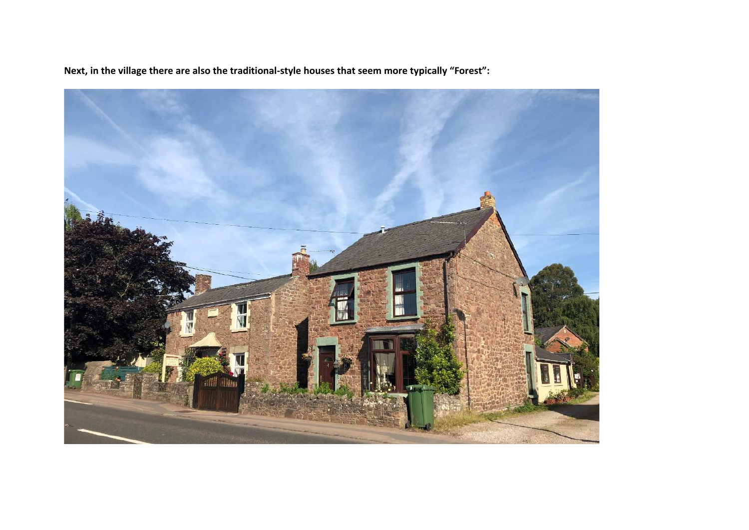**Next, in the village there are also the traditional-style houses that seem more typically "Forest":**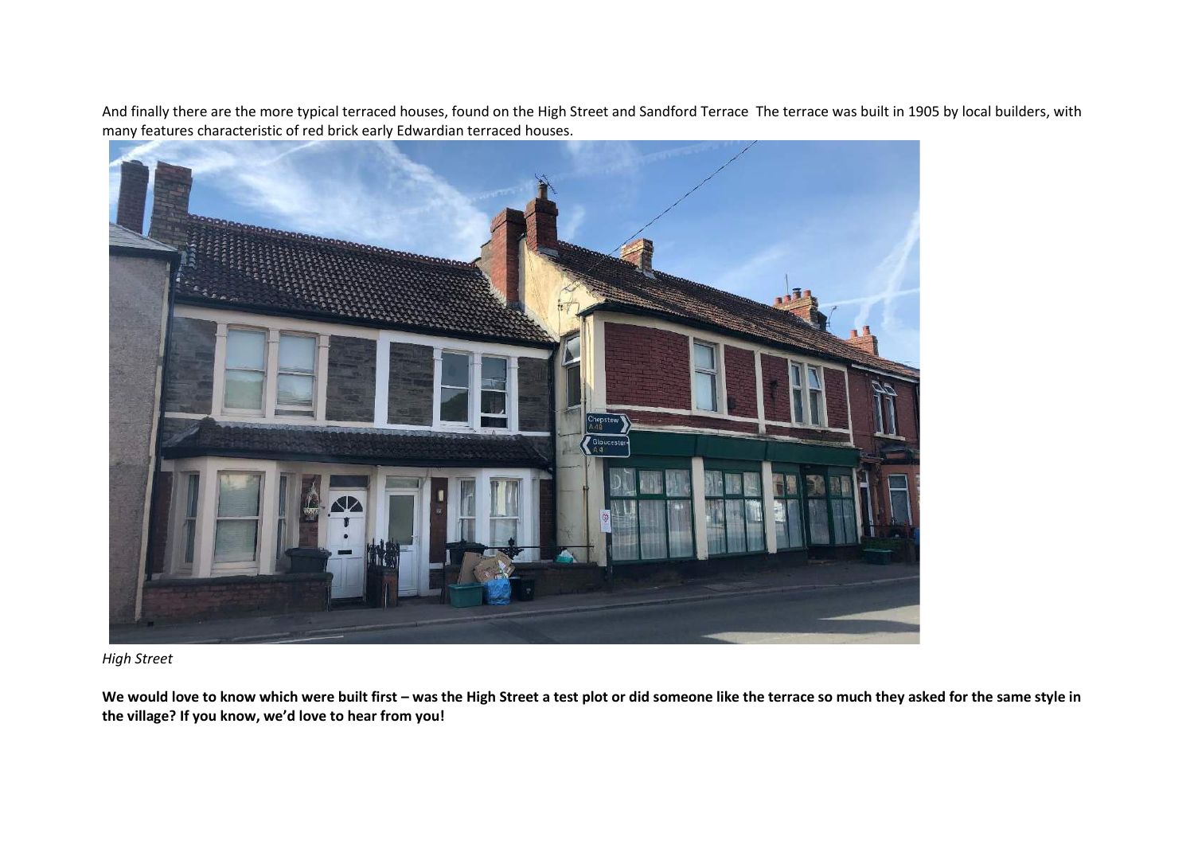And finally there are the more typical terraced houses, found on the High Street and Sandford Terrace The terrace was built in 1905 by local builders, with many features characteristic of red brick early Edwardian terraced houses.

*High Street*

**We would love to know which were built first – was the High Street a test plot or did someone like the terrace so much they asked for the same style in the village? If you know, we'd love to hear from you!**